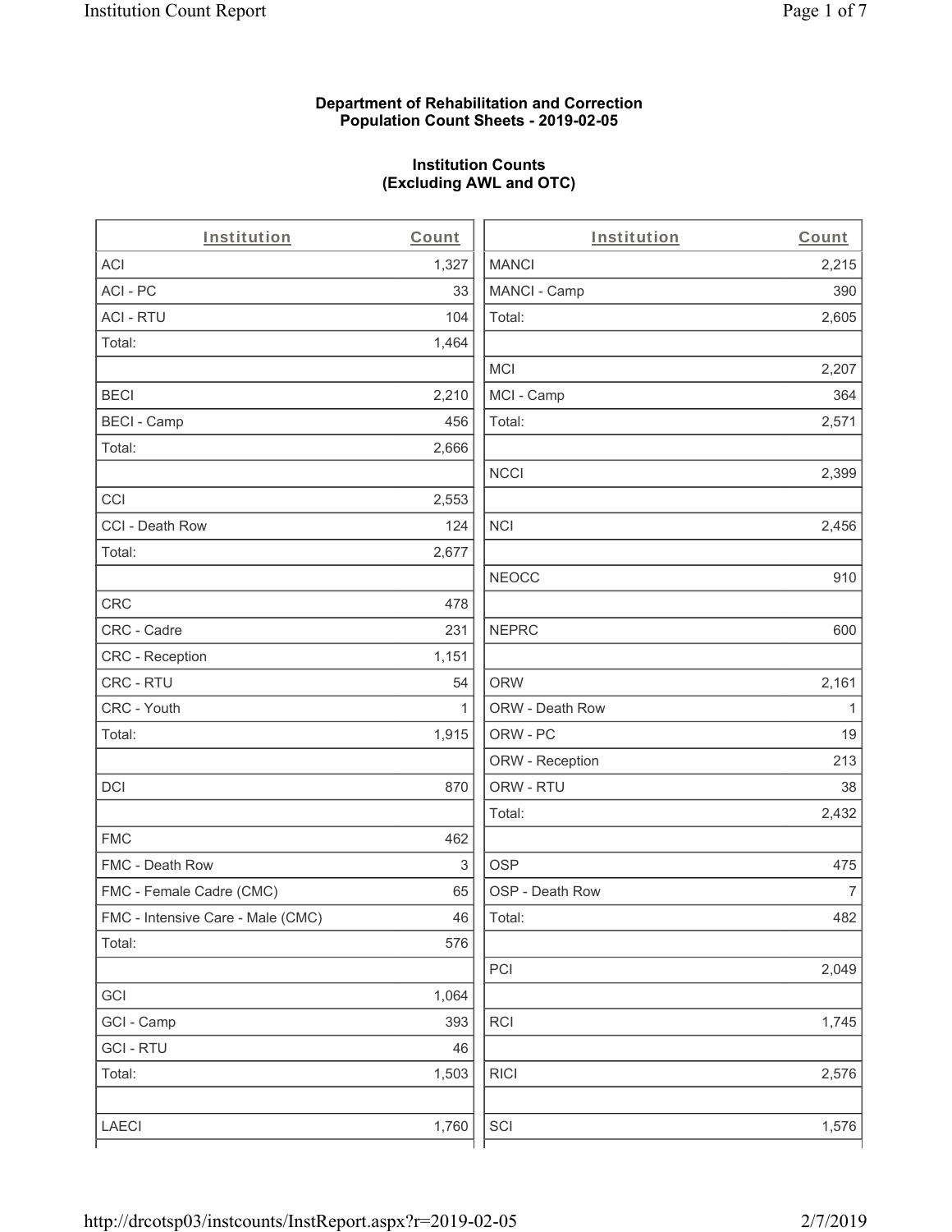**Department of Rehabilitation and Correction**
**Population Count Sheets - 2019-02-05**

**Institution Counts**
**(Excluding AWL and OTC)**

| Institution | Count | Institution | Count |
|---|---|---|---|
| ACI | 1,327 | MANCI | 2,215 |
| ACI - PC | 33 | MANCI - Camp | 390 |
| ACI - RTU | 104 | Total: | 2,605 |
| Total: | 1,464 | | |
| | | MCI | 2,207 |
| BECI | 2,210 | MCI - Camp | 364 |
| BECI - Camp | 456 | Total: | 2,571 |
| Total: | 2,666 | | |
| | | NCCI | 2,399 |
| CCI | 2,553 | | |
| CCI - Death Row | 124 | NCI | 2,456 |
| Total: | 2,677 | | |
| | | NEOCC | 910 |
| CRC | 478 | | |
| CRC - Cadre | 231 | NEPRC | 600 |
| CRC - Reception | 1,151 | | |
| CRC - RTU | 54 | ORW | 2,161 |
| CRC - Youth | 1 | ORW - Death Row | 1 |
| Total: | 1,915 | ORW - PC | 19 |
| | | ORW - Reception | 213 |
| DCI | 870 | ORW - RTU | 38 |
| | | Total: | 2,432 |
| FMC | 462 | | |
| FMC - Death Row | 3 | OSP | 475 |
| FMC - Female Cadre (CMC) | 65 | OSP - Death Row | 7 |
| FMC - Intensive Care - Male (CMC) | 46 | Total: | 482 |
| Total: | 576 | | |
| | | PCI | 2,049 |
| GCI | 1,064 | | |
| GCI - Camp | 393 | RCI | 1,745 |
| GCI - RTU | 46 | | |
| Total: | 1,503 | RICI | 2,576 |
| | | | |
| LAECI | 1,760 | SCI | 1,576 |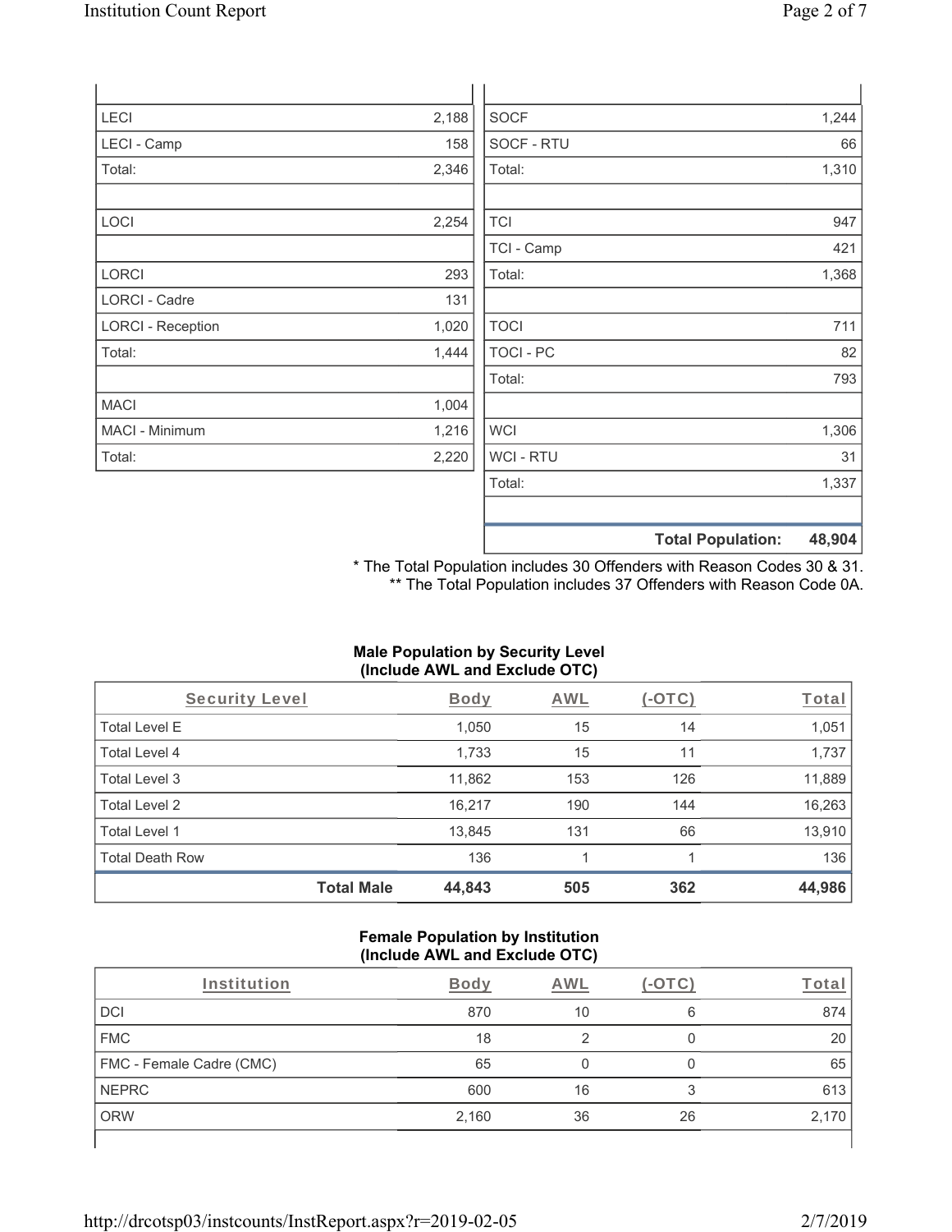| | |
|---|---|
| LECI | 2,188 |
| LECI - Camp | 158 |
| Total: | 2,346 |
| | |
| LOCI | 2,254 |
| | |
| LORCI | 293 |
| LORCI - Cadre | 131 |
| LORCI - Reception | 1,020 |
| Total: | 1,444 |
| | |
| MACI | 1,004 |
| MACI - Minimum | 1,216 |
| Total: | 2,220 |

| | |
|---|---|
| SOCF | 1,244 |
| SOCF - RTU | 66 |
| Total: | 1,310 |
| | |
| TCI | 947 |
| TCI - Camp | 421 |
| Total: | 1,368 |
| | |
| TOCI | 711 |
| TOCI - PC | 82 |
| Total: | 793 |
| | |
| WCI | 1,306 |
| WCI - RTU | 31 |
| Total: | 1,337 |
| | |
| **Total Population:** | **48,904** |

\* The Total Population includes 30 Offenders with Reason Codes 30 & 31.
\*\* The Total Population includes 37 Offenders with Reason Code 0A.

### Male Population by Security Level (Include AWL and Exclude OTC)

| Security Level | Body | AWL | (-OTC) | Total |
|---|---|---|---|---|
| Total Level E | 1,050 | 15 | 14 | 1,051 |
| Total Level 4 | 1,733 | 15 | 11 | 1,737 |
| Total Level 3 | 11,862 | 153 | 126 | 11,889 |
| Total Level 2 | 16,217 | 190 | 144 | 16,263 |
| Total Level 1 | 13,845 | 131 | 66 | 13,910 |
| Total Death Row | 136 | 1 | 1 | 136 |
| **Total Male** | **44,843** | **505** | **362** | **44,986** |

### Female Population by Institution (Include AWL and Exclude OTC)

| Institution | Body | AWL | (-OTC) | Total |
|---|---|---|---|---|
| DCI | 870 | 10 | 6 | 874 |
| FMC | 18 | 2 | 0 | 20 |
| FMC - Female Cadre (CMC) | 65 | 0 | 0 | 65 |
| NEPRC | 600 | 16 | 3 | 613 |
| ORW | 2,160 | 36 | 26 | 2,170 |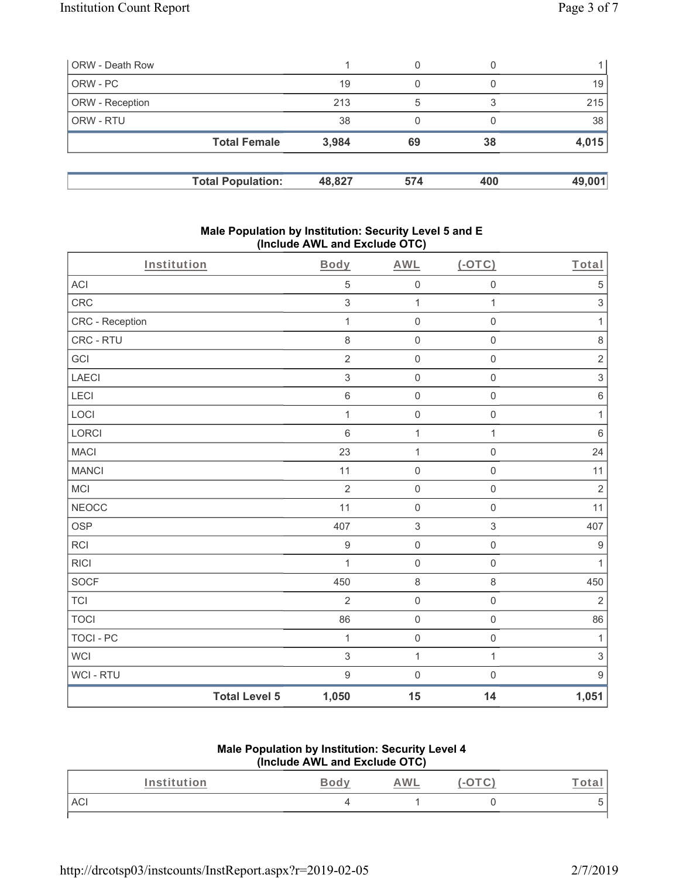| ORW - Death Row | 1 | 0 | 0 | 1 |
|---|---|---|---|---|
| ORW - PC | 19 | 0 | 0 | 19 |
| ORW - Reception | 213 | 5 | 3 | 215 |
| ORW - RTU | 38 | 0 | 0 | 38 |
| **Total Female** | **3,984** | **69** | **38** | **4,015** |

| **Total Population:** | **48,827** | **574** | **400** | **49,001** |
|---|---|---|---|---|

### Male Population by Institution: Security Level 5 and E (Include AWL and Exclude OTC)

| Institution | Body | AWL | (-OTC) | Total |
|---|---|---|---|---|
| ACI | 5 | 0 | 0 | 5 |
| CRC | 3 | 1 | 1 | 3 |
| CRC - Reception | 1 | 0 | 0 | 1 |
| CRC - RTU | 8 | 0 | 0 | 8 |
| GCI | 2 | 0 | 0 | 2 |
| LAECI | 3 | 0 | 0 | 3 |
| LECI | 6 | 0 | 0 | 6 |
| LOCI | 1 | 0 | 0 | 1 |
| LORCI | 6 | 1 | 1 | 6 |
| MACI | 23 | 1 | 0 | 24 |
| MANCI | 11 | 0 | 0 | 11 |
| MCI | 2 | 0 | 0 | 2 |
| NEOCC | 11 | 0 | 0 | 11 |
| OSP | 407 | 3 | 3 | 407 |
| RCI | 9 | 0 | 0 | 9 |
| RICI | 1 | 0 | 0 | 1 |
| SOCF | 450 | 8 | 8 | 450 |
| TCI | 2 | 0 | 0 | 2 |
| TOCI | 86 | 0 | 0 | 86 |
| TOCI - PC | 1 | 0 | 0 | 1 |
| WCI | 3 | 1 | 1 | 3 |
| WCI - RTU | 9 | 0 | 0 | 9 |
| **Total Level 5** | **1,050** | **15** | **14** | **1,051** |

### Male Population by Institution: Security Level 4 (Include AWL and Exclude OTC)

| Institution | Body | AWL | (-OTC) | Total |
|---|---|---|---|---|
| ACI | 4 | 1 | 0 | 5 |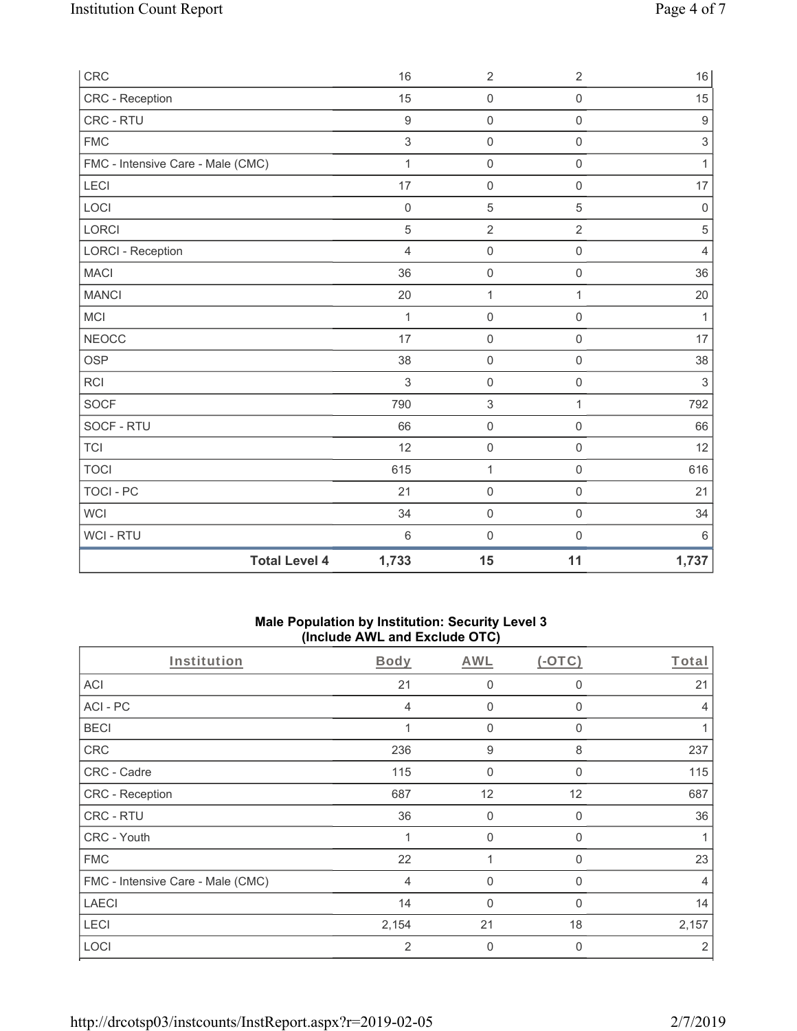| CRC | 16 | 2 | 2 | 16 |
|---|---|---|---|---|
| CRC - Reception | 15 | 0 | 0 | 15 |
| CRC - RTU | 9 | 0 | 0 | 9 |
| FMC | 3 | 0 | 0 | 3 |
| FMC - Intensive Care - Male (CMC) | 1 | 0 | 0 | 1 |
| LECI | 17 | 0 | 0 | 17 |
| LOCI | 0 | 5 | 5 | 0 |
| LORCI | 5 | 2 | 2 | 5 |
| LORCI - Reception | 4 | 0 | 0 | 4 |
| MACI | 36 | 0 | 0 | 36 |
| MANCI | 20 | 1 | 1 | 20 |
| MCI | 1 | 0 | 0 | 1 |
| NEOCC | 17 | 0 | 0 | 17 |
| OSP | 38 | 0 | 0 | 38 |
| RCI | 3 | 0 | 0 | 3 |
| SOCF | 790 | 3 | 1 | 792 |
| SOCF - RTU | 66 | 0 | 0 | 66 |
| TCI | 12 | 0 | 0 | 12 |
| TOCI | 615 | 1 | 0 | 616 |
| TOCI - PC | 21 | 0 | 0 | 21 |
| WCI | 34 | 0 | 0 | 34 |
| WCI - RTU | 6 | 0 | 0 | 6 |
| **Total Level 4** | **1,733** | **15** | **11** | **1,737** |

**Male Population by Institution: Security Level 3**
**(Include AWL and Exclude OTC)**

| Institution | Body | AWL | (-OTC) | Total |
|---|---|---|---|---|
| ACI | 21 | 0 | 0 | 21 |
| ACI - PC | 4 | 0 | 0 | 4 |
| BECI | 1 | 0 | 0 | 1 |
| CRC | 236 | 9 | 8 | 237 |
| CRC - Cadre | 115 | 0 | 0 | 115 |
| CRC - Reception | 687 | 12 | 12 | 687 |
| CRC - RTU | 36 | 0 | 0 | 36 |
| CRC - Youth | 1 | 0 | 0 | 1 |
| FMC | 22 | 1 | 0 | 23 |
| FMC - Intensive Care - Male (CMC) | 4 | 0 | 0 | 4 |
| LAECI | 14 | 0 | 0 | 14 |
| LECI | 2,154 | 21 | 18 | 2,157 |
| LOCI | 2 | 0 | 0 | 2 |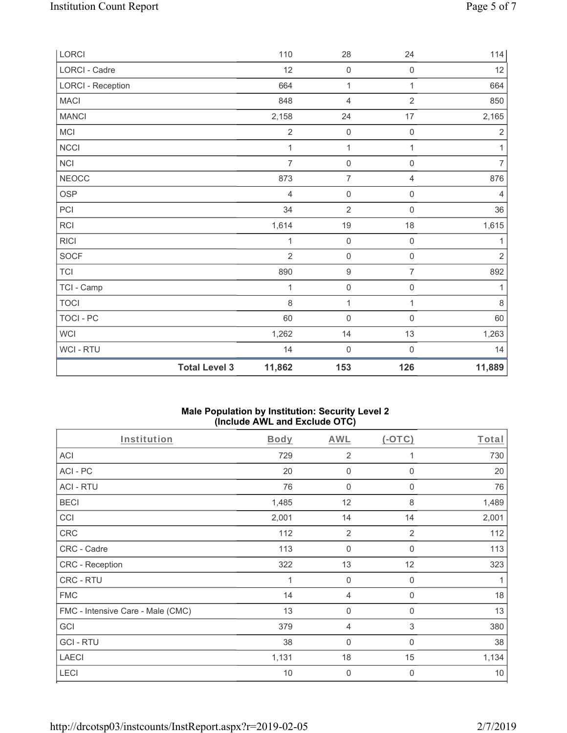| LORCI | 110 | 28 | 24 | 114 |
|---|---|---|---|---|
| LORCI - Cadre | 12 | 0 | 0 | 12 |
| LORCI - Reception | 664 | 1 | 1 | 664 |
| MACI | 848 | 4 | 2 | 850 |
| MANCI | 2,158 | 24 | 17 | 2,165 |
| MCI | 2 | 0 | 0 | 2 |
| NCCI | 1 | 1 | 1 | 1 |
| NCI | 7 | 0 | 0 | 7 |
| NEOCC | 873 | 7 | 4 | 876 |
| OSP | 4 | 0 | 0 | 4 |
| PCI | 34 | 2 | 0 | 36 |
| RCI | 1,614 | 19 | 18 | 1,615 |
| RICI | 1 | 0 | 0 | 1 |
| SOCF | 2 | 0 | 0 | 2 |
| TCI | 890 | 9 | 7 | 892 |
| TCI - Camp | 1 | 0 | 0 | 1 |
| TOCI | 8 | 1 | 1 | 8 |
| TOCI - PC | 60 | 0 | 0 | 60 |
| WCI | 1,262 | 14 | 13 | 1,263 |
| WCI - RTU | 14 | 0 | 0 | 14 |
| **Total Level 3** | **11,862** | **153** | **126** | **11,889** |

### Male Population by Institution: Security Level 2 (Include AWL and Exclude OTC)

| Institution | Body | AWL | (-OTC) | Total |
|---|---|---|---|---|
| ACI | 729 | 2 | 1 | 730 |
| ACI - PC | 20 | 0 | 0 | 20 |
| ACI - RTU | 76 | 0 | 0 | 76 |
| BECI | 1,485 | 12 | 8 | 1,489 |
| CCI | 2,001 | 14 | 14 | 2,001 |
| CRC | 112 | 2 | 2 | 112 |
| CRC - Cadre | 113 | 0 | 0 | 113 |
| CRC - Reception | 322 | 13 | 12 | 323 |
| CRC - RTU | 1 | 0 | 0 | 1 |
| FMC | 14 | 4 | 0 | 18 |
| FMC - Intensive Care - Male (CMC) | 13 | 0 | 0 | 13 |
| GCI | 379 | 4 | 3 | 380 |
| GCI - RTU | 38 | 0 | 0 | 38 |
| LAECI | 1,131 | 18 | 15 | 1,134 |
| LECI | 10 | 0 | 0 | 10 |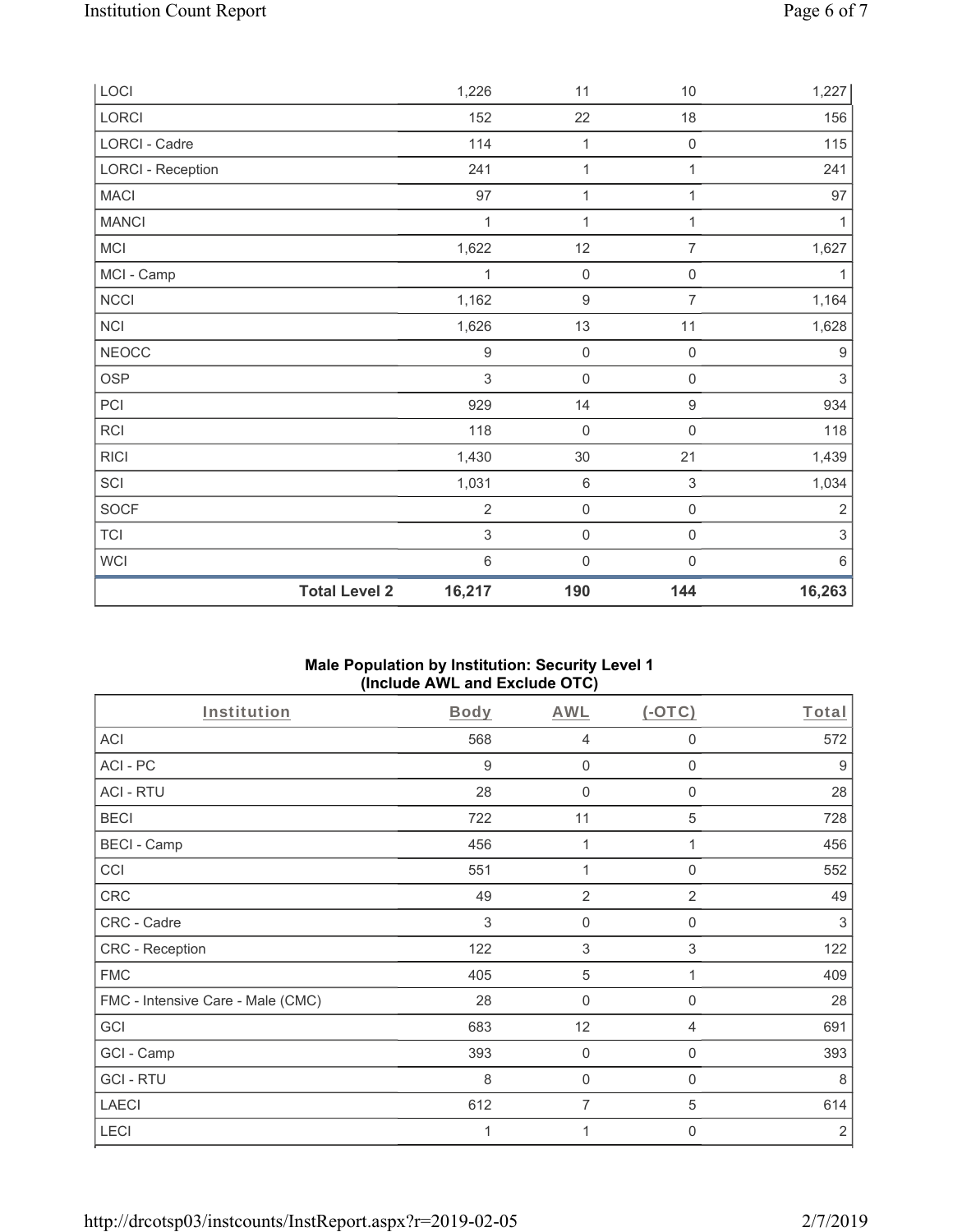| LOCI | 1,226 | 11 | 10 | 1,227 |
|---|---|---|---|---|
| LORCI | 152 | 22 | 18 | 156 |
| LORCI - Cadre | 114 | 1 | 0 | 115 |
| LORCI - Reception | 241 | 1 | 1 | 241 |
| MACI | 97 | 1 | 1 | 97 |
| MANCI | 1 | 1 | 1 | 1 |
| MCI | 1,622 | 12 | 7 | 1,627 |
| MCI - Camp | 1 | 0 | 0 | 1 |
| NCCI | 1,162 | 9 | 7 | 1,164 |
| NCI | 1,626 | 13 | 11 | 1,628 |
| NEOCC | 9 | 0 | 0 | 9 |
| OSP | 3 | 0 | 0 | 3 |
| PCI | 929 | 14 | 9 | 934 |
| RCI | 118 | 0 | 0 | 118 |
| RICI | 1,430 | 30 | 21 | 1,439 |
| SCI | 1,031 | 6 | 3 | 1,034 |
| SOCF | 2 | 0 | 0 | 2 |
| TCI | 3 | 0 | 0 | 3 |
| WCI | 6 | 0 | 0 | 6 |
| **Total Level 2** | **16,217** | **190** | **144** | **16,263** |

### Male Population by Institution: Security Level 1 (Include AWL and Exclude OTC)

| Institution | Body | AWL | (-OTC) | Total |
|---|---|---|---|---|
| ACI | 568 | 4 | 0 | 572 |
| ACI - PC | 9 | 0 | 0 | 9 |
| ACI - RTU | 28 | 0 | 0 | 28 |
| BECI | 722 | 11 | 5 | 728 |
| BECI - Camp | 456 | 1 | 1 | 456 |
| CCI | 551 | 1 | 0 | 552 |
| CRC | 49 | 2 | 2 | 49 |
| CRC - Cadre | 3 | 0 | 0 | 3 |
| CRC - Reception | 122 | 3 | 3 | 122 |
| FMC | 405 | 5 | 1 | 409 |
| FMC - Intensive Care - Male (CMC) | 28 | 0 | 0 | 28 |
| GCI | 683 | 12 | 4 | 691 |
| GCI - Camp | 393 | 0 | 0 | 393 |
| GCI - RTU | 8 | 0 | 0 | 8 |
| LAECI | 612 | 7 | 5 | 614 |
| LECI | 1 | 1 | 0 | 2 |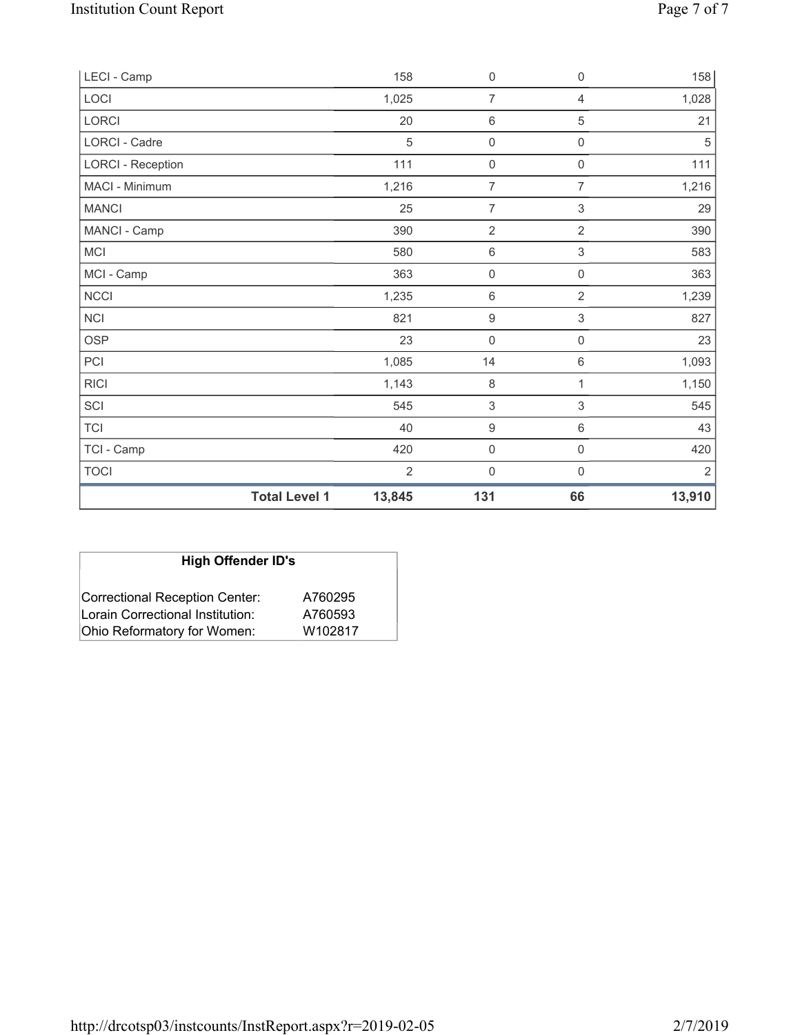| | | | | |
|---|---|---|---|---|
| LECI - Camp | 158 | 0 | 0 | 158 |
| LOCI | 1,025 | 7 | 4 | 1,028 |
| LORCI | 20 | 6 | 5 | 21 |
| LORCI - Cadre | 5 | 0 | 0 | 5 |
| LORCI - Reception | 111 | 0 | 0 | 111 |
| MACI - Minimum | 1,216 | 7 | 7 | 1,216 |
| MANCI | 25 | 7 | 3 | 29 |
| MANCI - Camp | 390 | 2 | 2 | 390 |
| MCI | 580 | 6 | 3 | 583 |
| MCI - Camp | 363 | 0 | 0 | 363 |
| NCCI | 1,235 | 6 | 2 | 1,239 |
| NCI | 821 | 9 | 3 | 827 |
| OSP | 23 | 0 | 0 | 23 |
| PCI | 1,085 | 14 | 6 | 1,093 |
| RICI | 1,143 | 8 | 1 | 1,150 |
| SCI | 545 | 3 | 3 | 545 |
| TCI | 40 | 9 | 6 | 43 |
| TCI - Camp | 420 | 0 | 0 | 420 |
| TOCI | 2 | 0 | 0 | 2 |
| **Total Level 1** | **13,845** | **131** | **66** | **13,910** |

| **High Offender ID's** | |
|---|---|
| Correctional Reception Center: | A760295 |
| Lorain Correctional Institution: | A760593 |
| Ohio Reformatory for Women: | W102817 |